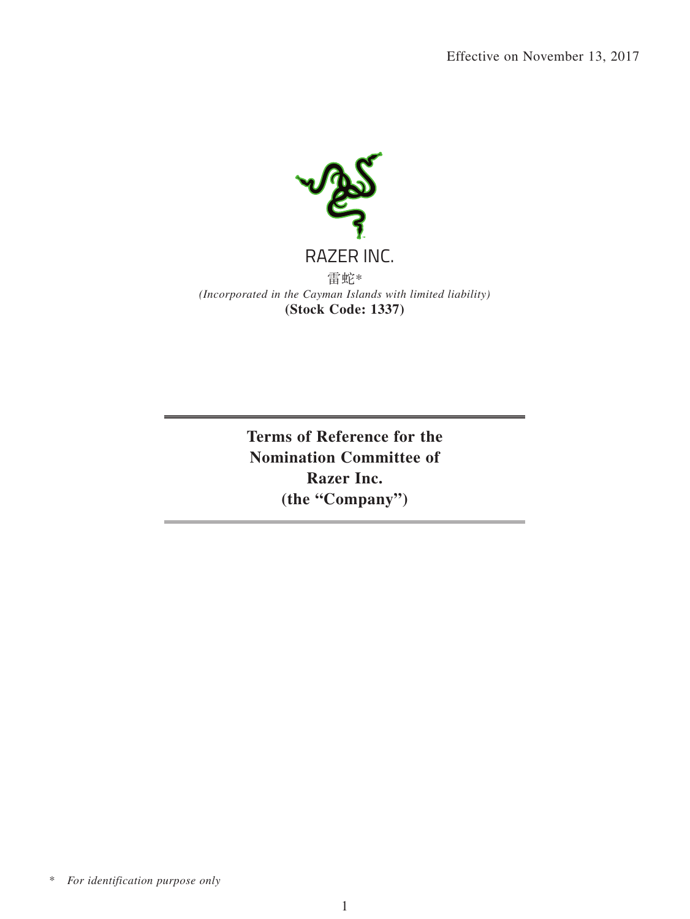Effective on November 13, 2017

RAZER INC.

雷蛇*

*(Incorporated in the Cayman Islands with limited liability)*

**(Stock Code: 1337)**

# Terms of Reference for the Nomination Committee of Razer Inc. (the "Company")

\* *For identification purpose only*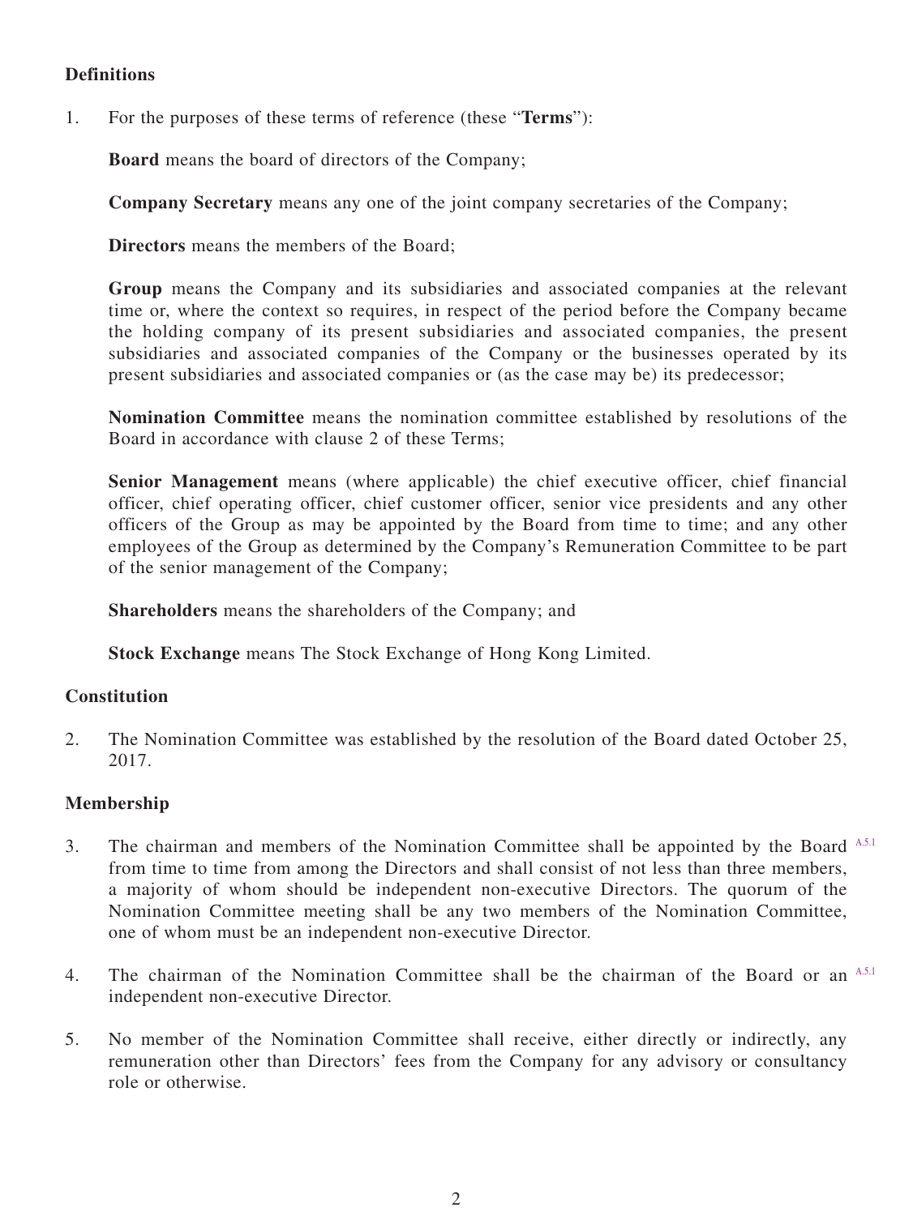## Definitions

1. For the purposes of these terms of reference (these "**Terms**"):

   **Board** means the board of directors of the Company;

   **Company Secretary** means any one of the joint company secretaries of the Company;

   **Directors** means the members of the Board;

   **Group** means the Company and its subsidiaries and associated companies at the relevant time or, where the context so requires, in respect of the period before the Company became the holding company of its present subsidiaries and associated companies, the present subsidiaries and associated companies of the Company or the businesses operated by its present subsidiaries and associated companies or (as the case may be) its predecessor;

   **Nomination Committee** means the nomination committee established by resolutions of the Board in accordance with clause 2 of these Terms;

   **Senior Management** means (where applicable) the chief executive officer, chief financial officer, chief operating officer, chief customer officer, senior vice presidents and any other officers of the Group as may be appointed by the Board from time to time; and any other employees of the Group as determined by the Company's Remuneration Committee to be part of the senior management of the Company;

   **Shareholders** means the shareholders of the Company; and

   **Stock Exchange** means The Stock Exchange of Hong Kong Limited.

## Constitution

2. The Nomination Committee was established by the resolution of the Board dated October 25, 2017.

## Membership

3. The chairman and members of the Nomination Committee shall be appointed by the Board from time to time from among the Directors and shall consist of not less than three members, a majority of whom should be independent non-executive Directors. The quorum of the Nomination Committee meeting shall be any two members of the Nomination Committee, one of whom must be an independent non-executive Director. A.5.1

4. The chairman of the Nomination Committee shall be the chairman of the Board or an independent non-executive Director. A.5.1

5. No member of the Nomination Committee shall receive, either directly or indirectly, any remuneration other than Directors' fees from the Company for any advisory or consultancy role or otherwise.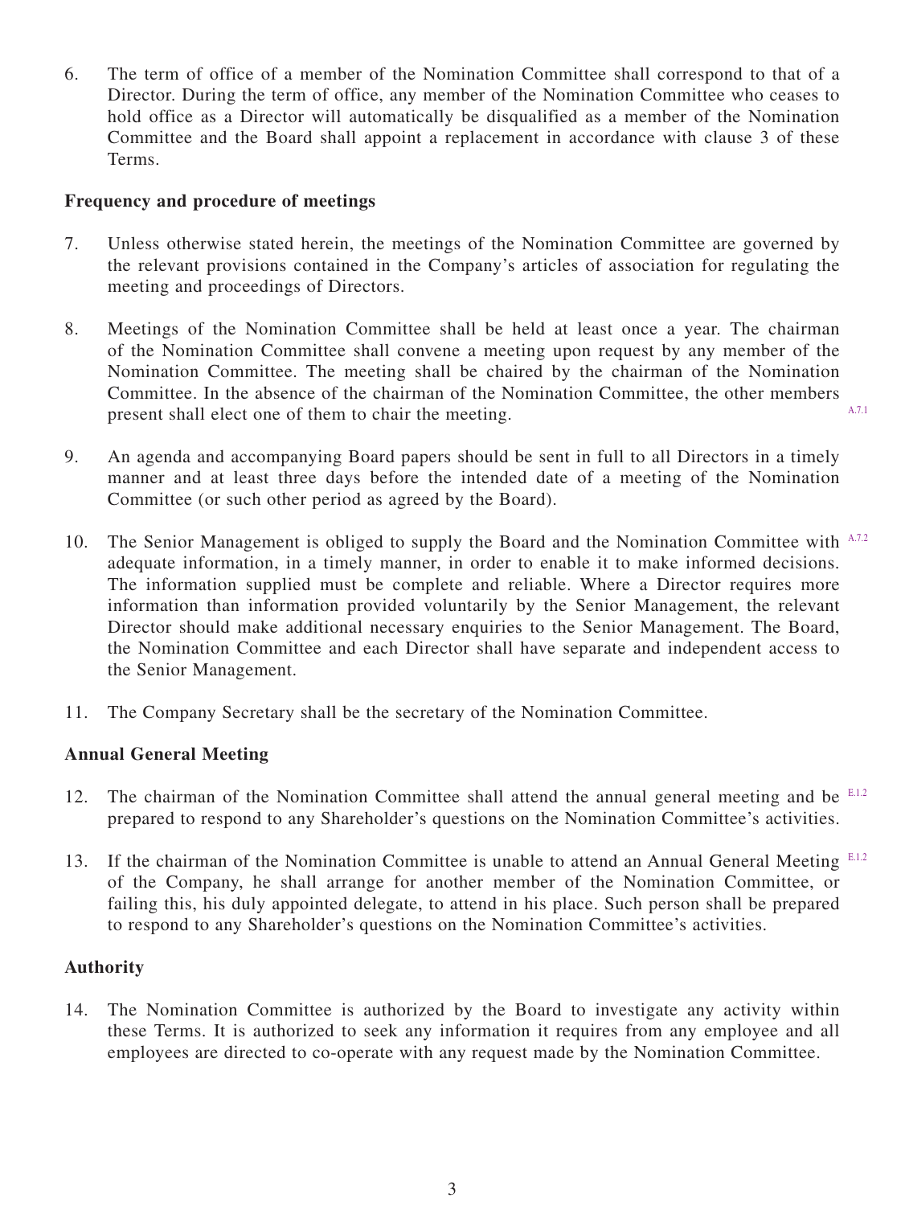6. The term of office of a member of the Nomination Committee shall correspond to that of a Director. During the term of office, any member of the Nomination Committee who ceases to hold office as a Director will automatically be disqualified as a member of the Nomination Committee and the Board shall appoint a replacement in accordance with clause 3 of these Terms.

**Frequency and procedure of meetings**

7. Unless otherwise stated herein, the meetings of the Nomination Committee are governed by the relevant provisions contained in the Company's articles of association for regulating the meeting and proceedings of Directors.

8. Meetings of the Nomination Committee shall be held at least once a year. The chairman of the Nomination Committee shall convene a meeting upon request by any member of the Nomination Committee. The meeting shall be chaired by the chairman of the Nomination Committee. In the absence of the chairman of the Nomination Committee, the other members present shall elect one of them to chair the meeting. A.7.1

9. An agenda and accompanying Board papers should be sent in full to all Directors in a timely manner and at least three days before the intended date of a meeting of the Nomination Committee (or such other period as agreed by the Board).

10. The Senior Management is obliged to supply the Board and the Nomination Committee with adequate information, in a timely manner, in order to enable it to make informed decisions. The information supplied must be complete and reliable. Where a Director requires more information than information provided voluntarily by the Senior Management, the relevant Director should make additional necessary enquiries to the Senior Management. The Board, the Nomination Committee and each Director shall have separate and independent access to the Senior Management. A.7.2

11. The Company Secretary shall be the secretary of the Nomination Committee.

**Annual General Meeting**

12. The chairman of the Nomination Committee shall attend the annual general meeting and be prepared to respond to any Shareholder's questions on the Nomination Committee's activities. E.1.2

13. If the chairman of the Nomination Committee is unable to attend an Annual General Meeting of the Company, he shall arrange for another member of the Nomination Committee, or failing this, his duly appointed delegate, to attend in his place. Such person shall be prepared to respond to any Shareholder's questions on the Nomination Committee's activities. E.1.2

**Authority**

14. The Nomination Committee is authorized by the Board to investigate any activity within these Terms. It is authorized to seek any information it requires from any employee and all employees are directed to co-operate with any request made by the Nomination Committee.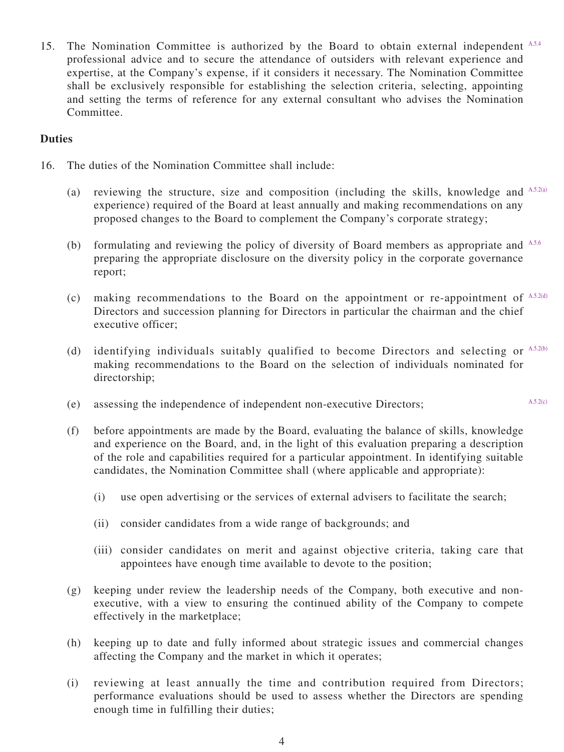15. The Nomination Committee is authorized by the Board to obtain external independent professional advice and to secure the attendance of outsiders with relevant experience and expertise, at the Company's expense, if it considers it necessary. The Nomination Committee shall be exclusively responsible for establishing the selection criteria, selecting, appointing and setting the terms of reference for any external consultant who advises the Nomination Committee. A.5.4

**Duties**

16. The duties of the Nomination Committee shall include:

    (a) reviewing the structure, size and composition (including the skills, knowledge and experience) required of the Board at least annually and making recommendations on any proposed changes to the Board to complement the Company's corporate strategy; A.5.2(a)

    (b) formulating and reviewing the policy of diversity of Board members as appropriate and preparing the appropriate disclosure on the diversity policy in the corporate governance report; A.5.6

    (c) making recommendations to the Board on the appointment or re-appointment of Directors and succession planning for Directors in particular the chairman and the chief executive officer; A.5.2(d)

    (d) identifying individuals suitably qualified to become Directors and selecting or making recommendations to the Board on the selection of individuals nominated for directorship; A.5.2(b)

    (e) assessing the independence of independent non-executive Directors; A.5.2(c)

    (f) before appointments are made by the Board, evaluating the balance of skills, knowledge and experience on the Board, and, in the light of this evaluation preparing a description of the role and capabilities required for a particular appointment. In identifying suitable candidates, the Nomination Committee shall (where applicable and appropriate):

        (i) use open advertising or the services of external advisers to facilitate the search;

        (ii) consider candidates from a wide range of backgrounds; and

        (iii) consider candidates on merit and against objective criteria, taking care that appointees have enough time available to devote to the position;

    (g) keeping under review the leadership needs of the Company, both executive and non-executive, with a view to ensuring the continued ability of the Company to compete effectively in the marketplace;

    (h) keeping up to date and fully informed about strategic issues and commercial changes affecting the Company and the market in which it operates;

    (i) reviewing at least annually the time and contribution required from Directors; performance evaluations should be used to assess whether the Directors are spending enough time in fulfilling their duties;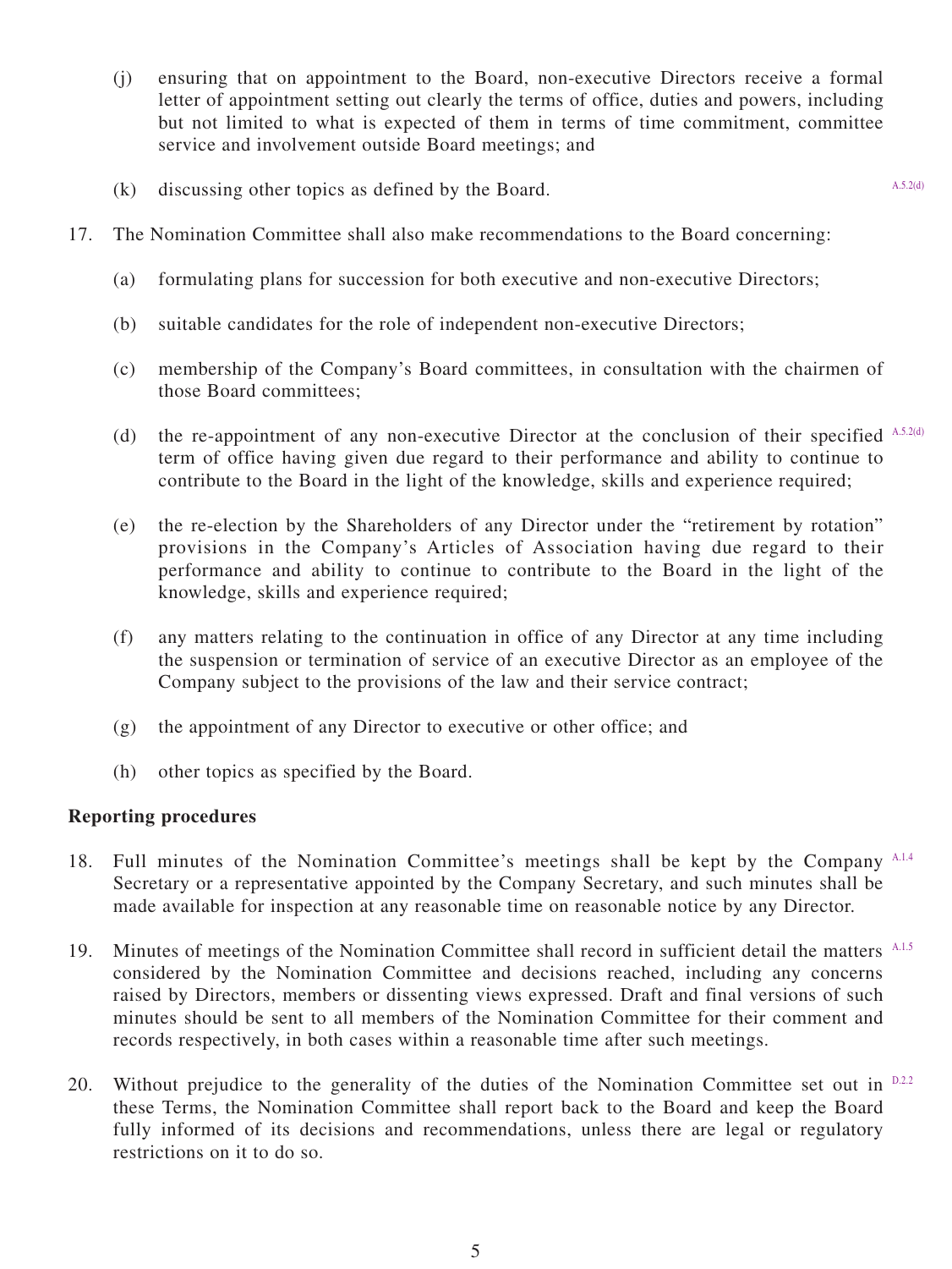(j) ensuring that on appointment to the Board, non-executive Directors receive a formal letter of appointment setting out clearly the terms of office, duties and powers, including but not limited to what is expected of them in terms of time commitment, committee service and involvement outside Board meetings; and

(k) discussing other topics as defined by the Board. A.5.2(d)

17. The Nomination Committee shall also make recommendations to the Board concerning:

(a) formulating plans for succession for both executive and non-executive Directors;

(b) suitable candidates for the role of independent non-executive Directors;

(c) membership of the Company's Board committees, in consultation with the chairmen of those Board committees;

(d) the re-appointment of any non-executive Director at the conclusion of their specified term of office having given due regard to their performance and ability to continue to contribute to the Board in the light of the knowledge, skills and experience required; A.5.2(d)

(e) the re-election by the Shareholders of any Director under the "retirement by rotation" provisions in the Company's Articles of Association having due regard to their performance and ability to continue to contribute to the Board in the light of the knowledge, skills and experience required;

(f) any matters relating to the continuation in office of any Director at any time including the suspension or termination of service of an executive Director as an employee of the Company subject to the provisions of the law and their service contract;

(g) the appointment of any Director to executive or other office; and

(h) other topics as specified by the Board.

**Reporting procedures**

18. Full minutes of the Nomination Committee's meetings shall be kept by the Company Secretary or a representative appointed by the Company Secretary, and such minutes shall be made available for inspection at any reasonable time on reasonable notice by any Director. A.1.4

19. Minutes of meetings of the Nomination Committee shall record in sufficient detail the matters considered by the Nomination Committee and decisions reached, including any concerns raised by Directors, members or dissenting views expressed. Draft and final versions of such minutes should be sent to all members of the Nomination Committee for their comment and records respectively, in both cases within a reasonable time after such meetings. A.1.5

20. Without prejudice to the generality of the duties of the Nomination Committee set out in these Terms, the Nomination Committee shall report back to the Board and keep the Board fully informed of its decisions and recommendations, unless there are legal or regulatory restrictions on it to do so. D.2.2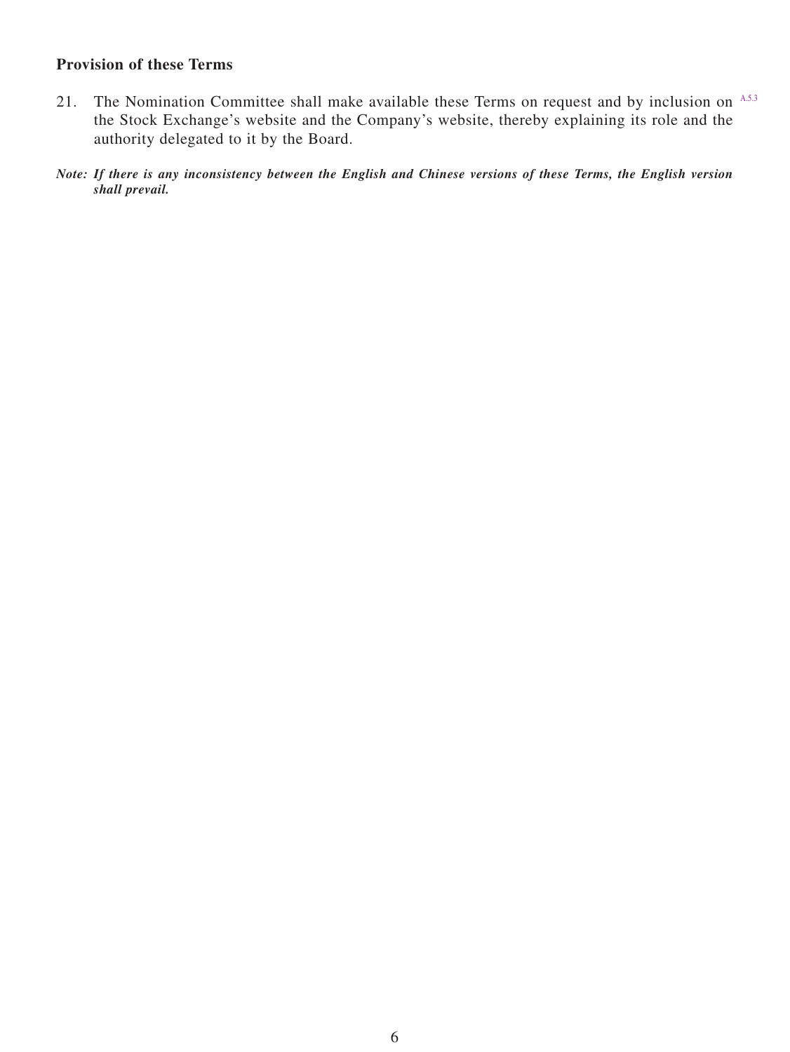### Provision of these Terms

21. The Nomination Committee shall make available these Terms on request and by inclusion on the Stock Exchange's website and the Company's website, thereby explaining its role and the authority delegated to it by the Board. A.5.3

***Note: If there is any inconsistency between the English and Chinese versions of these Terms, the English version shall prevail.***